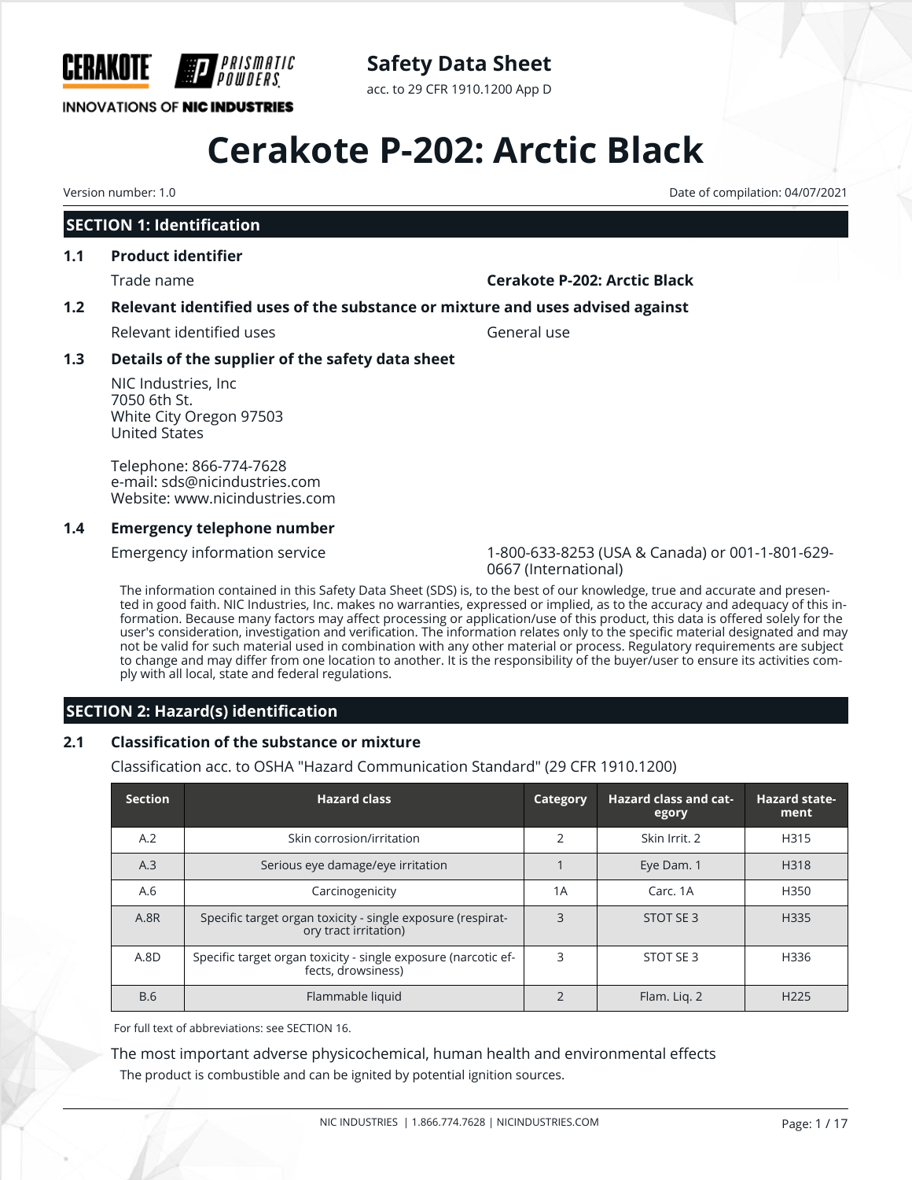CERAKOTE PRISMATIC POWDERS

INNOVATIONS OF NIC INDUSTRIES

**Safety Data Sheet**

acc. to 29 CFR 1910.1200 App D

# Cerakote P-202: Arctic Black

Version number: 1.0

Date of compilation: 04/07/2021

## SECTION 1: Identification

### 1.1 Product identifier

Trade name **Cerakote P-202: Arctic Black**

### 1.2 Relevant identified uses of the substance or mixture and uses advised against

Relevant identified uses General use

### 1.3 Details of the supplier of the safety data sheet

NIC Industries, Inc
7050 6th St.
White City Oregon 97503
United States

Telephone: 866-774-7628
e-mail: sds@nicindustries.com
Website: www.nicindustries.com

### 1.4 Emergency telephone number

Emergency information service 1-800-633-8253 (USA & Canada) or 001-1-801-629-0667 (International)

The information contained in this Safety Data Sheet (SDS) is, to the best of our knowledge, true and accurate and presented in good faith. NIC Industries, Inc. makes no warranties, expressed or implied, as to the accuracy and adequacy of this information. Because many factors may affect processing or application/use of this product, this data is offered solely for the user's consideration, investigation and verification. The information relates only to the specific material designated and may not be valid for such material used in combination with any other material or process. Regulatory requirements are subject to change and may differ from one location to another. It is the responsibility of the buyer/user to ensure its activities comply with all local, state and federal regulations.

## SECTION 2: Hazard(s) identification

### 2.1 Classification of the substance or mixture

Classification acc. to OSHA "Hazard Communication Standard" (29 CFR 1910.1200)

| Section | Hazard class | Category | Hazard class and category | Hazard statement |
|---|---|---|---|---|
| A.2 | Skin corrosion/irritation | 2 | Skin Irrit. 2 | H315 |
| A.3 | Serious eye damage/eye irritation | 1 | Eye Dam. 1 | H318 |
| A.6 | Carcinogenicity | 1A | Carc. 1A | H350 |
| A.8R | Specific target organ toxicity - single exposure (respiratory tract irritation) | 3 | STOT SE 3 | H335 |
| A.8D | Specific target organ toxicity - single exposure (narcotic effects, drowsiness) | 3 | STOT SE 3 | H336 |
| B.6 | Flammable liquid | 2 | Flam. Liq. 2 | H225 |

For full text of abbreviations: see SECTION 16.

The most important adverse physicochemical, human health and environmental effects

The product is combustible and can be ignited by potential ignition sources.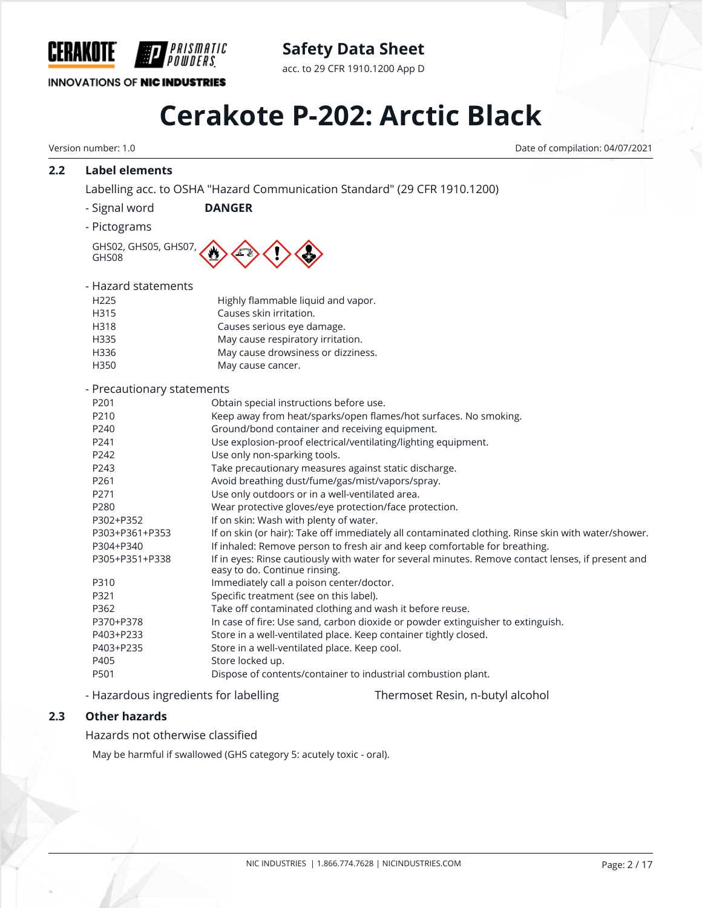## 2.2 Label elements

Labelling acc. to OSHA "Hazard Communication Standard" (29 CFR 1910.1200)

- Signal word **DANGER**

- Pictograms

GHS02, GHS05, GHS07, GHS08

- Hazard statements

| | |
|---|---|
| H225 | Highly flammable liquid and vapor. |
| H315 | Causes skin irritation. |
| H318 | Causes serious eye damage. |
| H335 | May cause respiratory irritation. |
| H336 | May cause drowsiness or dizziness. |
| H350 | May cause cancer. |

- Precautionary statements

| | |
|---|---|
| P201 | Obtain special instructions before use. |
| P210 | Keep away from heat/sparks/open flames/hot surfaces. No smoking. |
| P240 | Ground/bond container and receiving equipment. |
| P241 | Use explosion-proof electrical/ventilating/lighting equipment. |
| P242 | Use only non-sparking tools. |
| P243 | Take precautionary measures against static discharge. |
| P261 | Avoid breathing dust/fume/gas/mist/vapors/spray. |
| P271 | Use only outdoors or in a well-ventilated area. |
| P280 | Wear protective gloves/eye protection/face protection. |
| P302+P352 | If on skin: Wash with plenty of water. |
| P303+P361+P353 | If on skin (or hair): Take off immediately all contaminated clothing. Rinse skin with water/shower. |
| P304+P340 | If inhaled: Remove person to fresh air and keep comfortable for breathing. |
| P305+P351+P338 | If in eyes: Rinse cautiously with water for several minutes. Remove contact lenses, if present and easy to do. Continue rinsing. |
| P310 | Immediately call a poison center/doctor. |
| P321 | Specific treatment (see on this label). |
| P362 | Take off contaminated clothing and wash it before reuse. |
| P370+P378 | In case of fire: Use sand, carbon dioxide or powder extinguisher to extinguish. |
| P403+P233 | Store in a well-ventilated place. Keep container tightly closed. |
| P403+P235 | Store in a well-ventilated place. Keep cool. |
| P405 | Store locked up. |
| P501 | Dispose of contents/container to industrial combustion plant. |

- Hazardous ingredients for labelling: Thermoset Resin, n-butyl alcohol

## 2.3 Other hazards

Hazards not otherwise classified

May be harmful if swallowed (GHS category 5: acutely toxic - oral).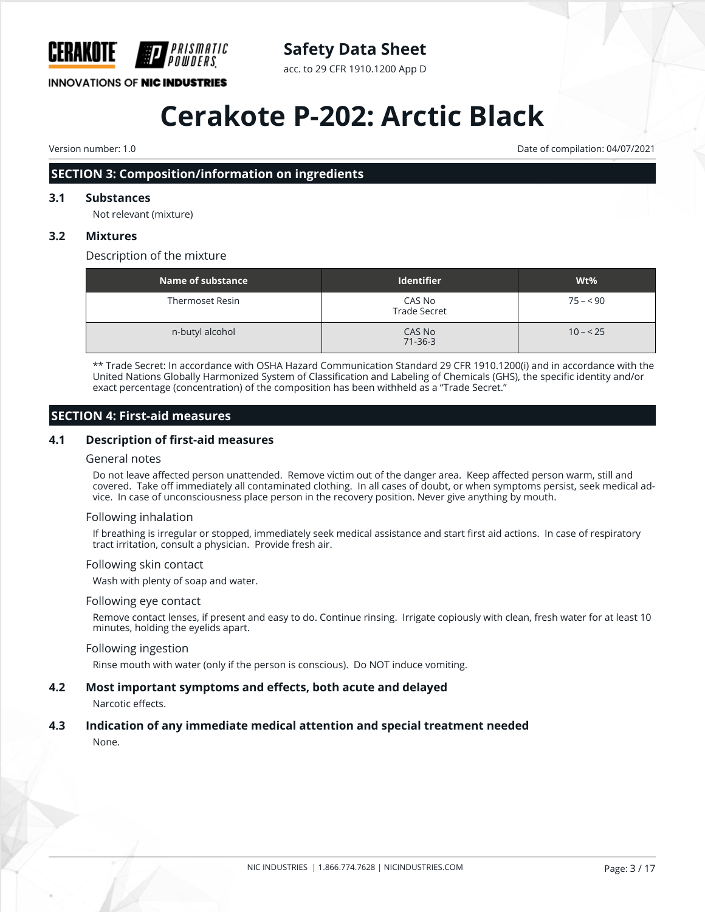## SECTION 3: Composition/information on ingredients

### 3.1 Substances

Not relevant (mixture)

### 3.2 Mixtures

Description of the mixture

| Name of substance | Identifier | Wt% |
|---|---|---|
| Thermoset Resin | CAS No<br>Trade Secret | 75 – < 90 |
| n-butyl alcohol | CAS No<br>71-36-3 | 10 – < 25 |

** Trade Secret: In accordance with OSHA Hazard Communication Standard 29 CFR 1910.1200(i) and in accordance with the United Nations Globally Harmonized System of Classification and Labeling of Chemicals (GHS), the specific identity and/or exact percentage (concentration) of the composition has been withheld as a "Trade Secret."

## SECTION 4: First-aid measures

### 4.1 Description of first-aid measures

General notes

Do not leave affected person unattended. Remove victim out of the danger area. Keep affected person warm, still and covered. Take off immediately all contaminated clothing. In all cases of doubt, or when symptoms persist, seek medical advice. In case of unconsciousness place person in the recovery position. Never give anything by mouth.

Following inhalation

If breathing is irregular or stopped, immediately seek medical assistance and start first aid actions. In case of respiratory tract irritation, consult a physician. Provide fresh air.

Following skin contact

Wash with plenty of soap and water.

Following eye contact

Remove contact lenses, if present and easy to do. Continue rinsing. Irrigate copiously with clean, fresh water for at least 10 minutes, holding the eyelids apart.

Following ingestion

Rinse mouth with water (only if the person is conscious). Do NOT induce vomiting.

### 4.2 Most important symptoms and effects, both acute and delayed

Narcotic effects.

### 4.3 Indication of any immediate medical attention and special treatment needed

None.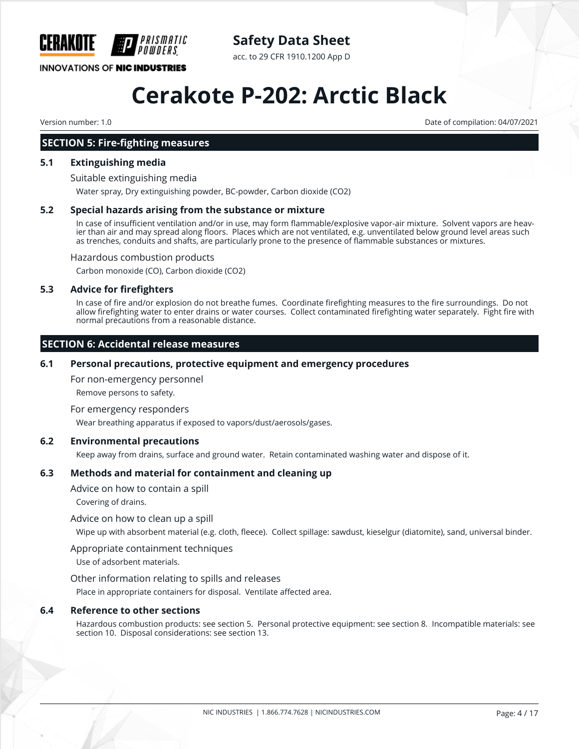## SECTION 5: Fire-fighting measures

### 5.1 Extinguishing media

Suitable extinguishing media

Water spray, Dry extinguishing powder, BC-powder, Carbon dioxide ($CO_2$)

### 5.2 Special hazards arising from the substance or mixture

In case of insufficient ventilation and/or in use, may form flammable/explosive vapor-air mixture. Solvent vapors are heavier than air and may spread along floors. Places which are not ventilated, e.g. unventilated below ground level areas such as trenches, conduits and shafts, are particularly prone to the presence of flammable substances or mixtures.

Hazardous combustion products

Carbon monoxide (CO), Carbon dioxide ($CO_2$)

### 5.3 Advice for firefighters

In case of fire and/or explosion do not breathe fumes. Coordinate firefighting measures to the fire surroundings. Do not allow firefighting water to enter drains or water courses. Collect contaminated firefighting water separately. Fight fire with normal precautions from a reasonable distance.

## SECTION 6: Accidental release measures

### 6.1 Personal precautions, protective equipment and emergency procedures

For non-emergency personnel

Remove persons to safety.

For emergency responders

Wear breathing apparatus if exposed to vapors/dust/aerosols/gases.

### 6.2 Environmental precautions

Keep away from drains, surface and ground water. Retain contaminated washing water and dispose of it.

### 6.3 Methods and material for containment and cleaning up

Advice on how to contain a spill

Covering of drains.

Advice on how to clean up a spill

Wipe up with absorbent material (e.g. cloth, fleece). Collect spillage: sawdust, kieselgur (diatomite), sand, universal binder.

Appropriate containment techniques

Use of adsorbent materials.

Other information relating to spills and releases

Place in appropriate containers for disposal. Ventilate affected area.

### 6.4 Reference to other sections

Hazardous combustion products: see section 5. Personal protective equipment: see section 8. Incompatible materials: see section 10. Disposal considerations: see section 13.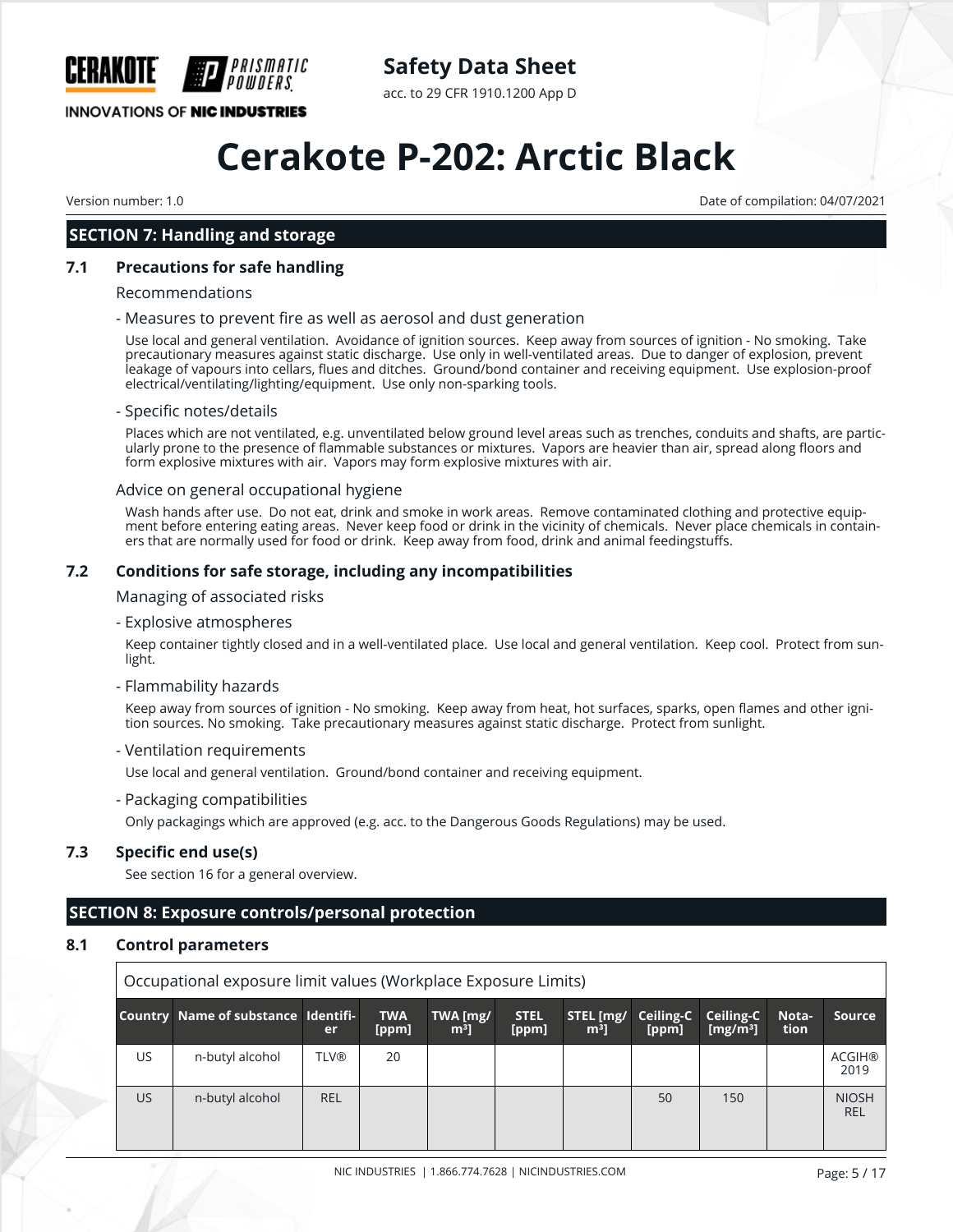## SECTION 7: Handling and storage

### 7.1 Precautions for safe handling

Recommendations

- Measures to prevent fire as well as aerosol and dust generation

Use local and general ventilation. Avoidance of ignition sources. Keep away from sources of ignition - No smoking. Take precautionary measures against static discharge. Use only in well-ventilated areas. Due to danger of explosion, prevent leakage of vapours into cellars, flues and ditches. Ground/bond container and receiving equipment. Use explosion-proof electrical/ventilating/lighting/equipment. Use only non-sparking tools.

- Specific notes/details

Places which are not ventilated, e.g. unventilated below ground level areas such as trenches, conduits and shafts, are particularly prone to the presence of flammable substances or mixtures. Vapors are heavier than air, spread along floors and form explosive mixtures with air. Vapors may form explosive mixtures with air.

Advice on general occupational hygiene

Wash hands after use. Do not eat, drink and smoke in work areas. Remove contaminated clothing and protective equipment before entering eating areas. Never keep food or drink in the vicinity of chemicals. Never place chemicals in containers that are normally used for food or drink. Keep away from food, drink and animal feedingstuffs.

### 7.2 Conditions for safe storage, including any incompatibilities

Managing of associated risks

- Explosive atmospheres

Keep container tightly closed and in a well-ventilated place. Use local and general ventilation. Keep cool. Protect from sunlight.

- Flammability hazards

Keep away from sources of ignition - No smoking. Keep away from heat, hot surfaces, sparks, open flames and other ignition sources. No smoking. Take precautionary measures against static discharge. Protect from sunlight.

- Ventilation requirements

Use local and general ventilation. Ground/bond container and receiving equipment.

- Packaging compatibilities

Only packagings which are approved (e.g. acc. to the Dangerous Goods Regulations) may be used.

### 7.3 Specific end use(s)

See section 16 for a general overview.

## SECTION 8: Exposure controls/personal protection

### 8.1 Control parameters

Occupational exposure limit values (Workplace Exposure Limits)

| Country | Name of substance | Identifier | TWA [ppm] | TWA [mg/m³] | STEL [ppm] | STEL [mg/m³] | Ceiling-C [ppm] | Ceiling-C [mg/m³] | Notation | Source |
|---|---|---|---|---|---|---|---|---|---|---|
| US | n-butyl alcohol | TLV® | 20 | | | | | | | ACGIH® 2019 |
| US | n-butyl alcohol | REL | | | | | 50 | 150 | | NIOSH REL |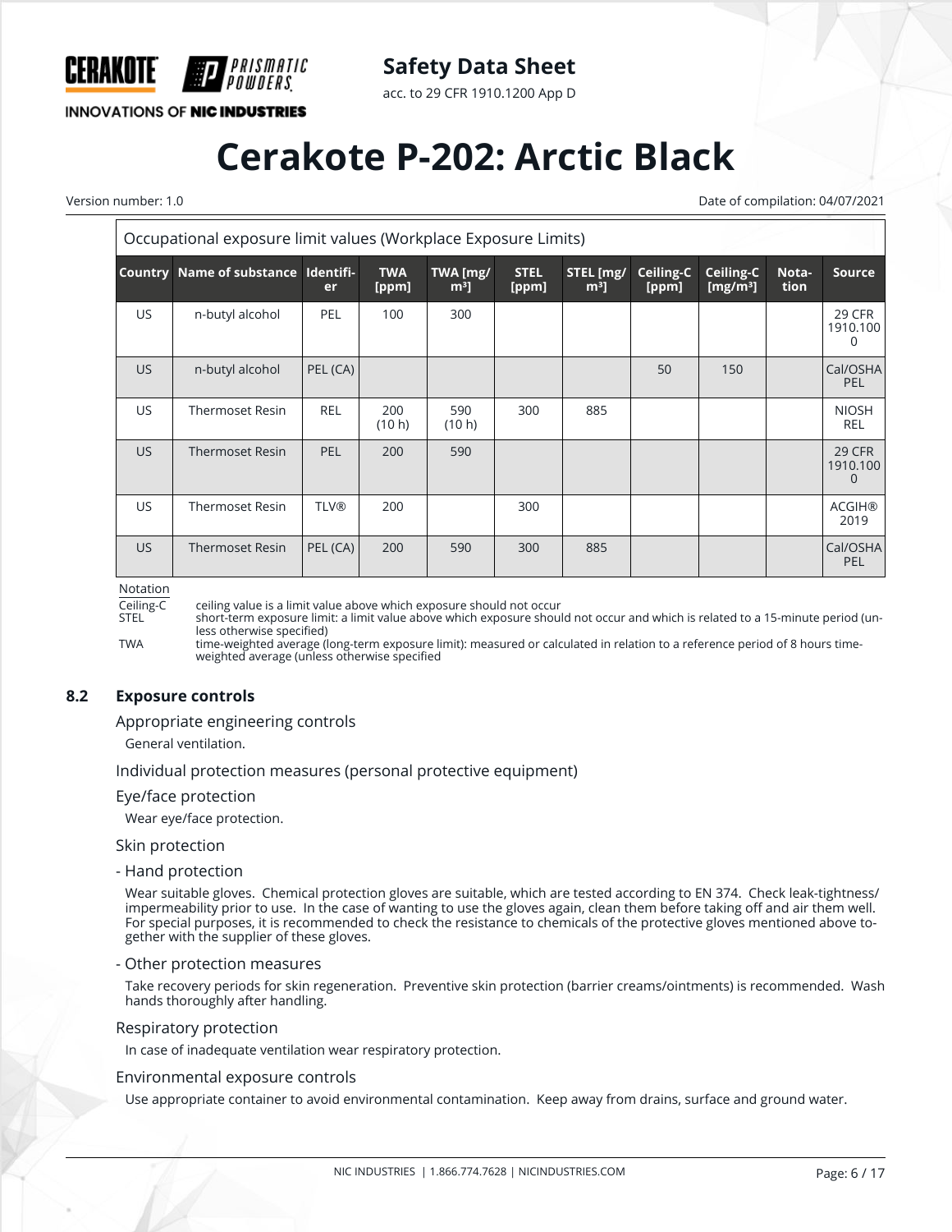Occupational exposure limit values (Workplace Exposure Limits)

| Country | Name of substance | Identifier | TWA [ppm] | TWA [mg/m³] | STEL [ppm] | STEL [mg/m³] | Ceiling-C [ppm] | Ceiling-C [mg/m³] | Notation | Source |
|---|---|---|---|---|---|---|---|---|---|---|
| US | n-butyl alcohol | PEL | 100 | 300 | | | | | | 29 CFR 1910.1000 |
| US | n-butyl alcohol | PEL (CA) | | | | | 50 | 150 | | Cal/OSHA PEL |
| US | Thermoset Resin | REL | 200 (10 h) | 590 (10 h) | 300 | 885 | | | | NIOSH REL |
| US | Thermoset Resin | PEL | 200 | 590 | | | | | | 29 CFR 1910.1000 |
| US | Thermoset Resin | TLV® | 200 | | 300 | | | | | ACGIH® 2019 |
| US | Thermoset Resin | PEL (CA) | 200 | 590 | 300 | 885 | | | | Cal/OSHA PEL |

Notation

Ceiling-C ceiling value is a limit value above which exposure should not occur

STEL short-term exposure limit: a limit value above which exposure should not occur and which is related to a 15-minute period (unless otherwise specified)

TWA time-weighted average (long-term exposure limit): measured or calculated in relation to a reference period of 8 hours time-weighted average (unless otherwise specified

## 8.2 Exposure controls

Appropriate engineering controls

General ventilation.

Individual protection measures (personal protective equipment)

Eye/face protection

Wear eye/face protection.

Skin protection

- Hand protection

Wear suitable gloves. Chemical protection gloves are suitable, which are tested according to EN 374. Check leak-tightness/impermeability prior to use. In the case of wanting to use the gloves again, clean them before taking off and air them well. For special purposes, it is recommended to check the resistance to chemicals of the protective gloves mentioned above together with the supplier of these gloves.

- Other protection measures

Take recovery periods for skin regeneration. Preventive skin protection (barrier creams/ointments) is recommended. Wash hands thoroughly after handling.

Respiratory protection

In case of inadequate ventilation wear respiratory protection.

Environmental exposure controls

Use appropriate container to avoid environmental contamination. Keep away from drains, surface and ground water.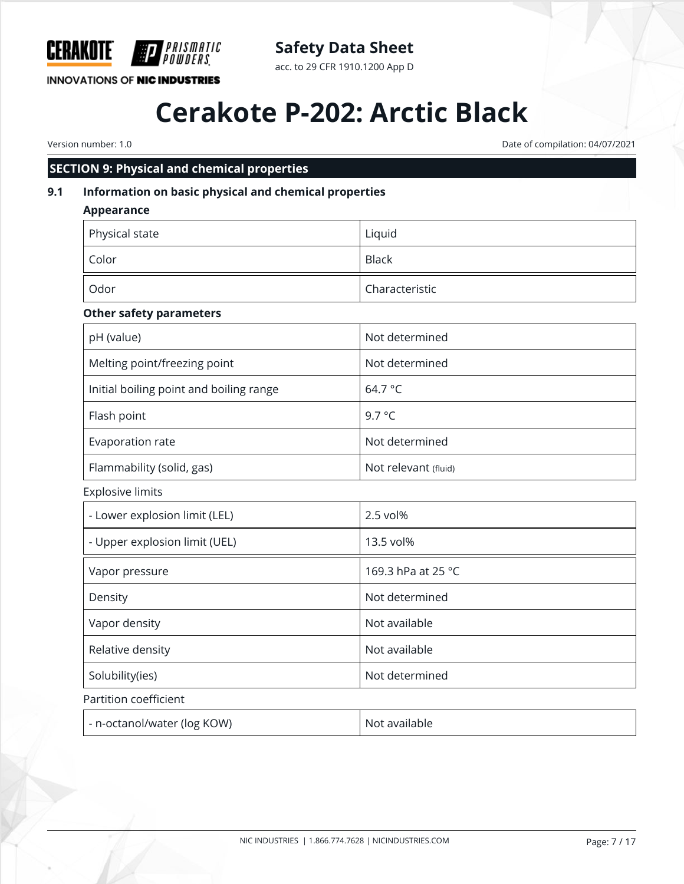## SECTION 9: Physical and chemical properties

### 9.1 Information on basic physical and chemical properties

**Appearance**

| | |
|---|---|
| Physical state | Liquid |
| Color | Black |
| Odor | Characteristic |

**Other safety parameters**

| | |
|---|---|
| pH (value) | Not determined |
| Melting point/freezing point | Not determined |
| Initial boiling point and boiling range | 64.7 °C |
| Flash point | 9.7 °C |
| Evaporation rate | Not determined |
| Flammability (solid, gas) | Not relevant (fluid) |

Explosive limits

| | |
|---|---|
| - Lower explosion limit (LEL) | 2.5 vol% |
| - Upper explosion limit (UEL) | 13.5 vol% |

| | |
|---|---|
| Vapor pressure | 169.3 hPa at 25 °C |
| Density | Not determined |
| Vapor density | Not available |
| Relative density | Not available |
| Solubility(ies) | Not determined |

Partition coefficient

| | |
|---|---|
| - n-octanol/water (log KOW) | Not available |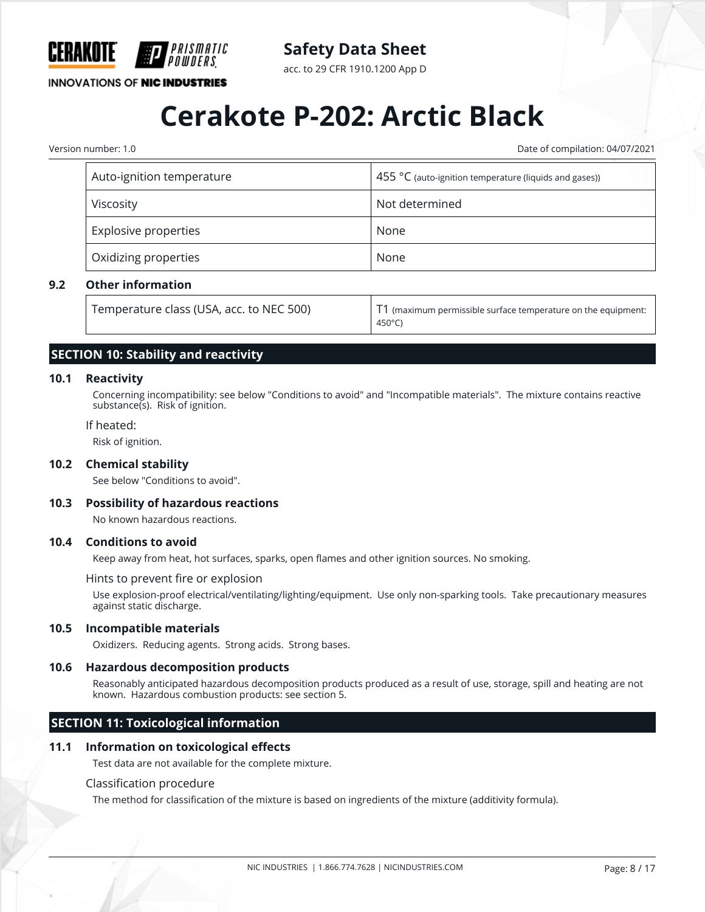| Auto-ignition temperature | 455 °C (auto-ignition temperature (liquids and gases)) |
|---|---|
| Viscosity | Not determined |
| Explosive properties | None |
| Oxidizing properties | None |

### 9.2 Other information

| Temperature class (USA, acc. to NEC 500) | T1 (maximum permissible surface temperature on the equipment: 450°C) |
|---|---|

## SECTION 10: Stability and reactivity

### 10.1 Reactivity

Concerning incompatibility: see below "Conditions to avoid" and "Incompatible materials". The mixture contains reactive substance(s). Risk of ignition.

If heated:

Risk of ignition.

### 10.2 Chemical stability

See below "Conditions to avoid".

### 10.3 Possibility of hazardous reactions

No known hazardous reactions.

### 10.4 Conditions to avoid

Keep away from heat, hot surfaces, sparks, open flames and other ignition sources. No smoking.

Hints to prevent fire or explosion

Use explosion-proof electrical/ventilating/lighting/equipment. Use only non-sparking tools. Take precautionary measures against static discharge.

### 10.5 Incompatible materials

Oxidizers. Reducing agents. Strong acids. Strong bases.

### 10.6 Hazardous decomposition products

Reasonably anticipated hazardous decomposition products produced as a result of use, storage, spill and heating are not known. Hazardous combustion products: see section 5.

## SECTION 11: Toxicological information

### 11.1 Information on toxicological effects

Test data are not available for the complete mixture.

Classification procedure

The method for classification of the mixture is based on ingredients of the mixture (additivity formula).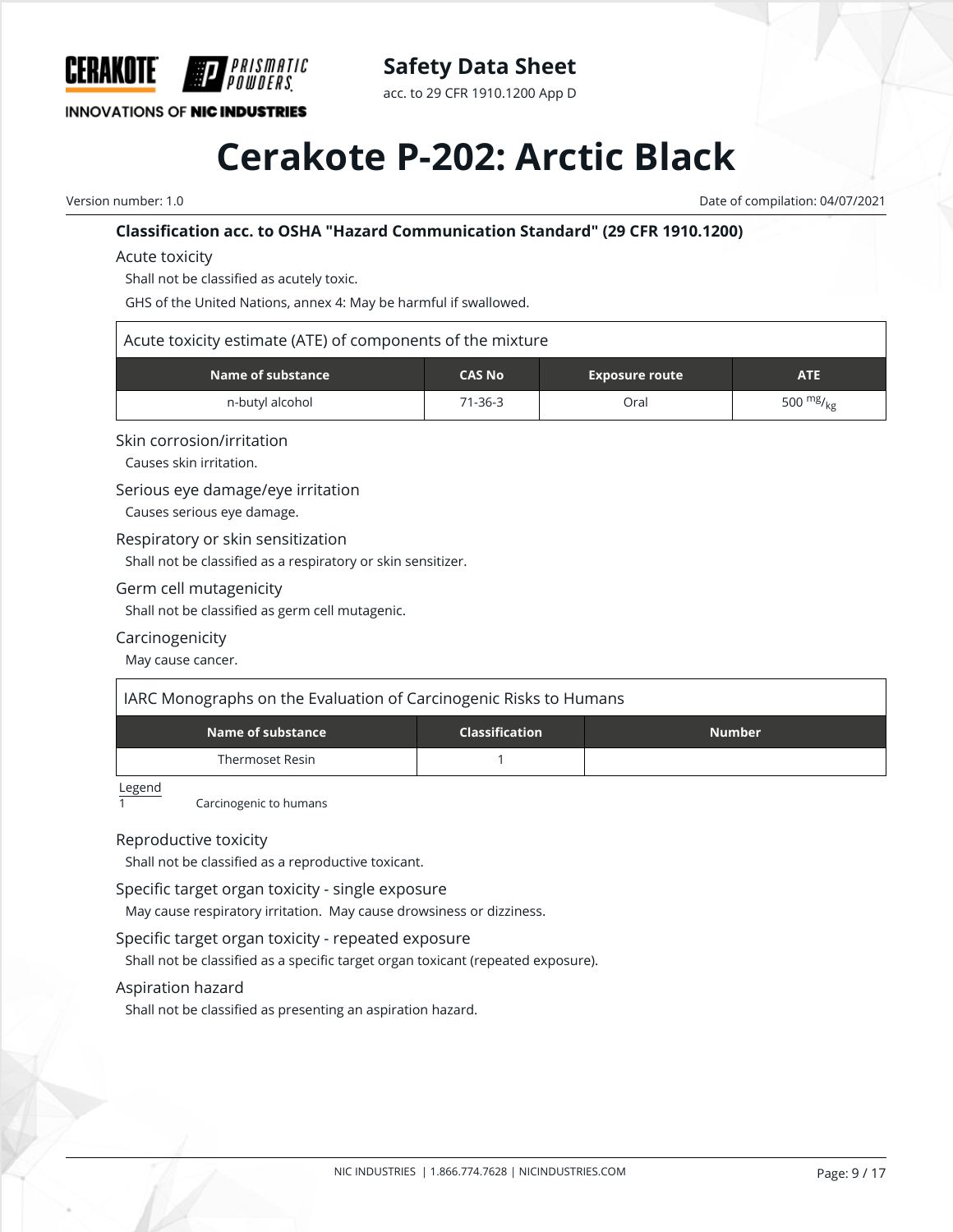### Classification acc. to OSHA "Hazard Communication Standard" (29 CFR 1910.1200)

Acute toxicity

Shall not be classified as acutely toxic.

GHS of the United Nations, annex 4: May be harmful if swallowed.

| Acute toxicity estimate (ATE) of components of the mixture | | | |
|---|---|---|---|
| **Name of substance** | **CAS No** | **Exposure route** | **ATE** |
| n-butyl alcohol | 71-36-3 | Oral | 500 $^{mg}/_{kg}$ |

Skin corrosion/irritation

Causes skin irritation.

Serious eye damage/eye irritation

Causes serious eye damage.

Respiratory or skin sensitization

Shall not be classified as a respiratory or skin sensitizer.

Germ cell mutagenicity

Shall not be classified as germ cell mutagenic.

Carcinogenicity

May cause cancer.

| IARC Monographs on the Evaluation of Carcinogenic Risks to Humans | | |
|---|---|---|
| **Name of substance** | **Classification** | **Number** |
| Thermoset Resin | 1 | |

Legend

1 Carcinogenic to humans

Reproductive toxicity

Shall not be classified as a reproductive toxicant.

Specific target organ toxicity - single exposure

May cause respiratory irritation. May cause drowsiness or dizziness.

Specific target organ toxicity - repeated exposure

Shall not be classified as a specific target organ toxicant (repeated exposure).

Aspiration hazard

Shall not be classified as presenting an aspiration hazard.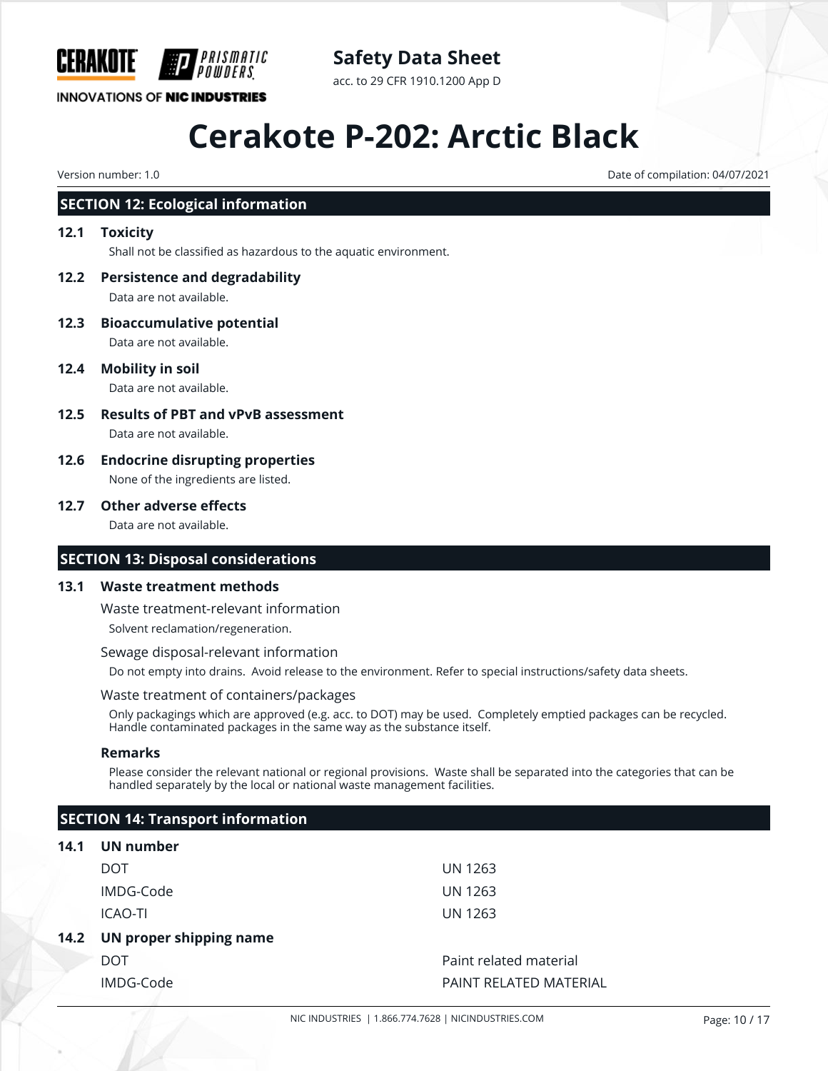## SECTION 12: Ecological information

### 12.1 Toxicity

Shall not be classified as hazardous to the aquatic environment.

### 12.2 Persistence and degradability

Data are not available.

### 12.3 Bioaccumulative potential

Data are not available.

### 12.4 Mobility in soil

Data are not available.

### 12.5 Results of PBT and vPvB assessment

Data are not available.

### 12.6 Endocrine disrupting properties

None of the ingredients are listed.

### 12.7 Other adverse effects

Data are not available.

## SECTION 13: Disposal considerations

### 13.1 Waste treatment methods

Waste treatment-relevant information

Solvent reclamation/regeneration.

Sewage disposal-relevant information

Do not empty into drains. Avoid release to the environment. Refer to special instructions/safety data sheets.

Waste treatment of containers/packages

Only packagings which are approved (e.g. acc. to DOT) may be used. Completely emptied packages can be recycled. Handle contaminated packages in the same way as the substance itself.

**Remarks**

Please consider the relevant national or regional provisions. Waste shall be separated into the categories that can be handled separately by the local or national waste management facilities.

## SECTION 14: Transport information

### 14.1 UN number

| | |
|---|---|
| DOT | UN 1263 |
| IMDG-Code | UN 1263 |
| ICAO-TI | UN 1263 |

### 14.2 UN proper shipping name

| | |
|---|---|
| DOT | Paint related material |
| IMDG-Code | PAINT RELATED MATERIAL |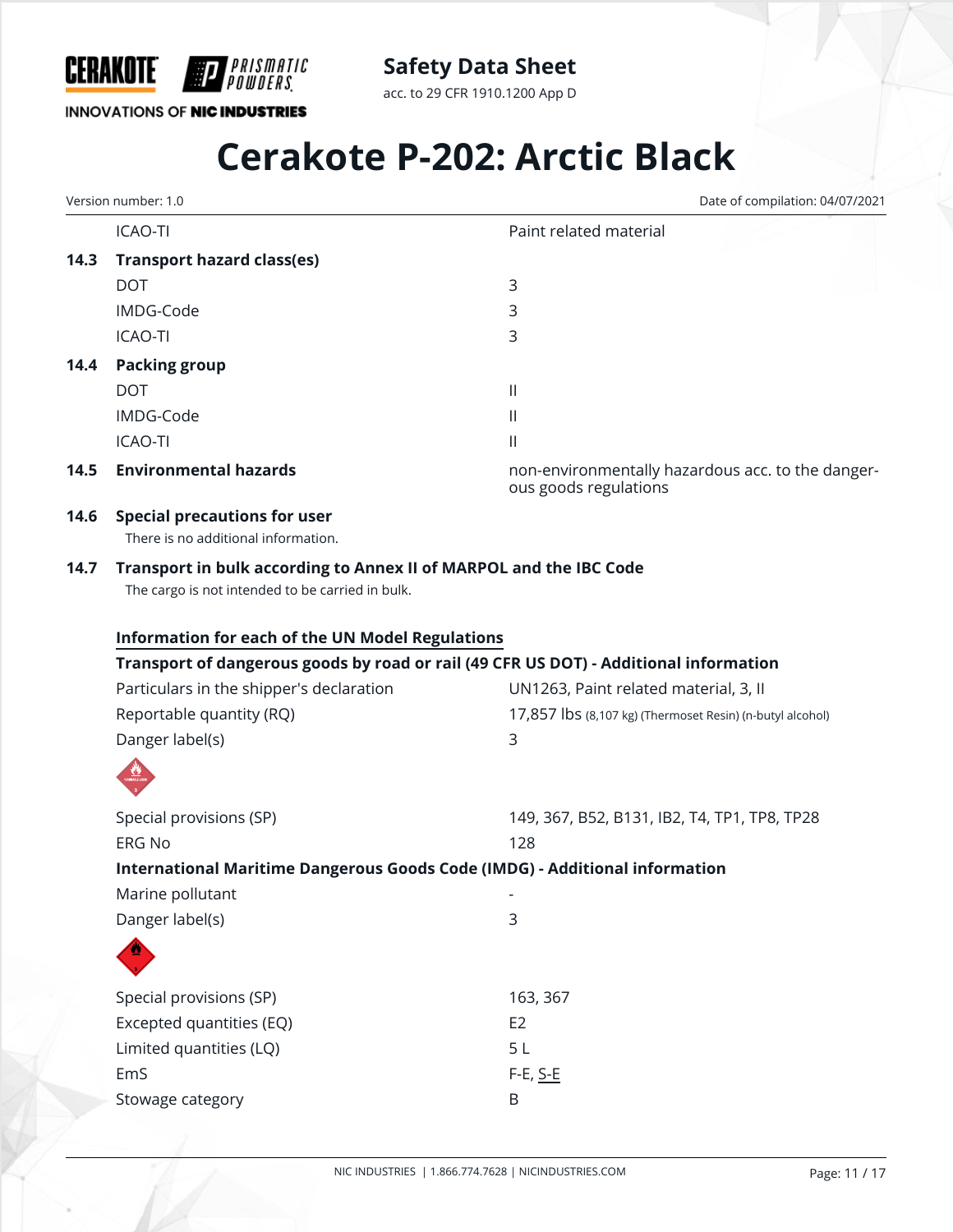| | | |
|---|---|---|
| | ICAO-TI | Paint related material |
| **14.3** | **Transport hazard class(es)** | |
| | DOT | 3 |
| | IMDG-Code | 3 |
| | ICAO-TI | 3 |
| **14.4** | **Packing group** | |
| | DOT | II |
| | IMDG-Code | II |
| | ICAO-TI | II |
| **14.5** | **Environmental hazards** | non-environmentally hazardous acc. to the dangerous goods regulations |

**14.6 Special precautions for user**

There is no additional information.

**14.7 Transport in bulk according to Annex II of MARPOL and the IBC Code**

The cargo is not intended to be carried in bulk.

**Information for each of the UN Model Regulations**

**Transport of dangerous goods by road or rail (49 CFR US DOT) - Additional information**

| | |
|---|---|
| Particulars in the shipper's declaration | UN1263, Paint related material, 3, II |
| Reportable quantity (RQ) | 17,857 lbs (8,107 kg) (Thermoset Resin) (n-butyl alcohol) |
| Danger label(s) | 3 |
| Special provisions (SP) | 149, 367, B52, B131, IB2, T4, TP1, TP8, TP28 |
| ERG No | 128 |

**International Maritime Dangerous Goods Code (IMDG) - Additional information**

| | |
|---|---|
| Marine pollutant | - |
| Danger label(s) | 3 |
| Special provisions (SP) | 163, 367 |
| Excepted quantities (EQ) | E2 |
| Limited quantities (LQ) | 5 L |
| EmS | F-E, S-E |
| Stowage category | B |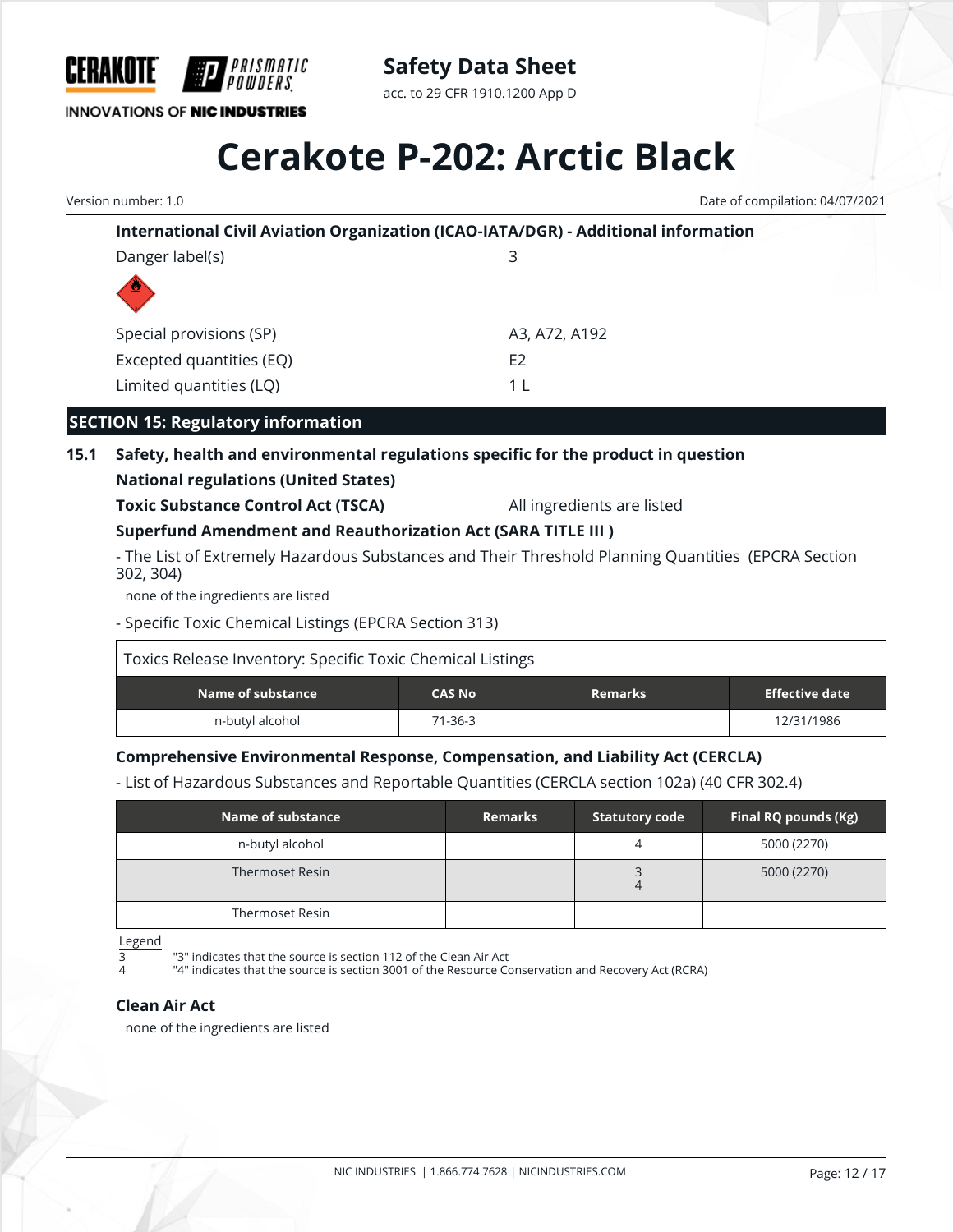**International Civil Aviation Organization (ICAO-IATA/DGR) - Additional information**

| | |
|---|---|
| Danger label(s) | 3 |
| Special provisions (SP) | A3, A72, A192 |
| Excepted quantities (EQ) | E2 |
| Limited quantities (LQ) | 1 L |

## SECTION 15: Regulatory information

### 15.1 Safety, health and environmental regulations specific for the product in question

**National regulations (United States)**

**Toxic Substance Control Act (TSCA)** All ingredients are listed

**Superfund Amendment and Reauthorization Act (SARA TITLE III )**

- The List of Extremely Hazardous Substances and Their Threshold Planning Quantities (EPCRA Section 302, 304)

none of the ingredients are listed

- Specific Toxic Chemical Listings (EPCRA Section 313)

Toxics Release Inventory: Specific Toxic Chemical Listings

| Name of substance | CAS No | Remarks | Effective date |
|---|---|---|---|
| n-butyl alcohol | 71-36-3 | | 12/31/1986 |

**Comprehensive Environmental Response, Compensation, and Liability Act (CERCLA)**

- List of Hazardous Substances and Reportable Quantities (CERCLA section 102a) (40 CFR 302.4)

| Name of substance | Remarks | Statutory code | Final RQ pounds (Kg) |
|---|---|---|---|
| n-butyl alcohol | | 4 | 5000 (2270) |
| Thermoset Resin | | 3<br>4 | 5000 (2270) |
| Thermoset Resin | | | |

Legend

3 "3" indicates that the source is section 112 of the Clean Air Act

4 "4" indicates that the source is section 3001 of the Resource Conservation and Recovery Act (RCRA)

**Clean Air Act**

none of the ingredients are listed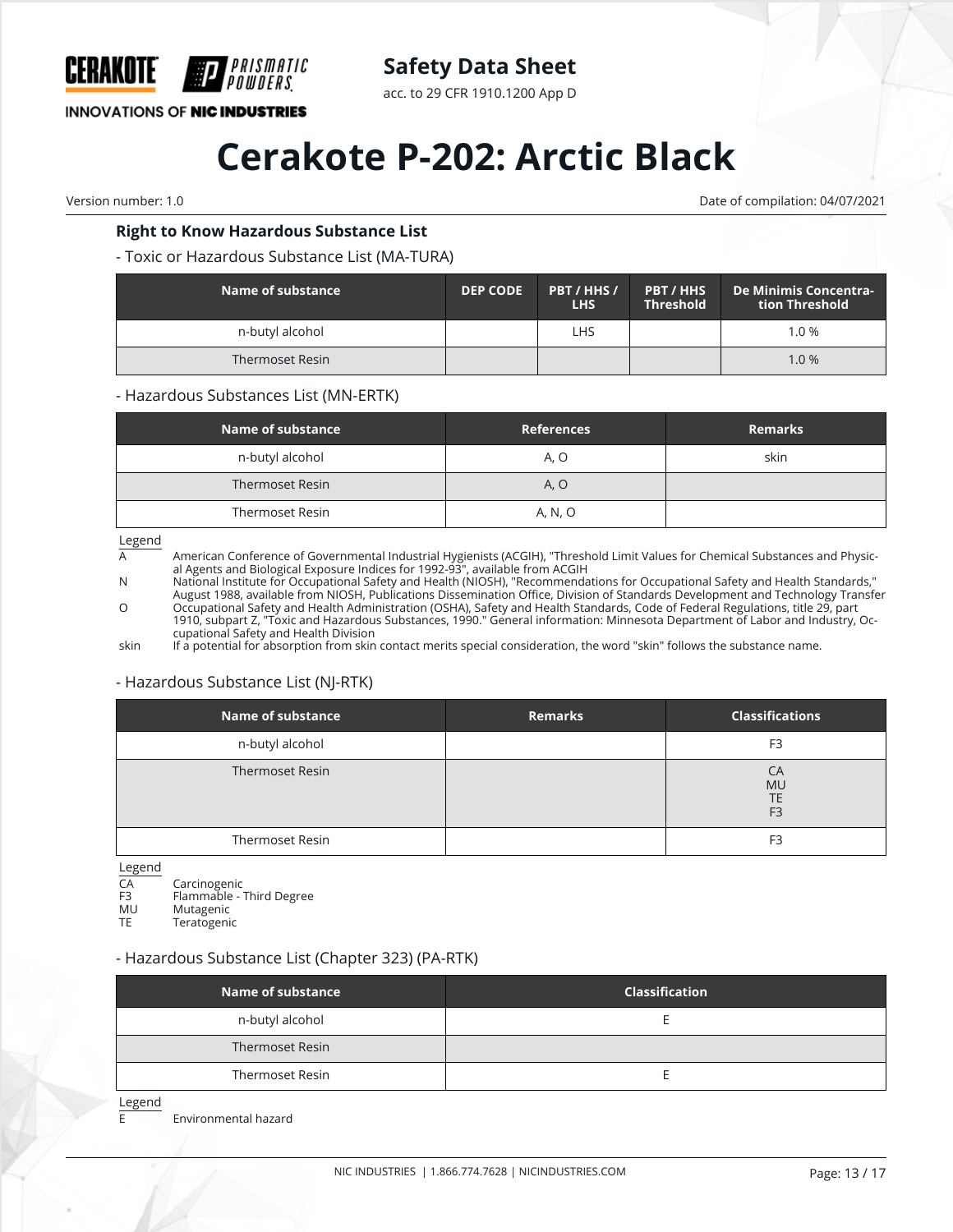### Right to Know Hazardous Substance List

- Toxic or Hazardous Substance List (MA-TURA)

| Name of substance | DEP CODE | PBT / HHS / LHS | PBT / HHS Threshold | De Minimis Concentration Threshold |
|---|---|---|---|---|
| n-butyl alcohol | | LHS | | 1.0 % |
| Thermoset Resin | | | | 1.0 % |

- Hazardous Substances List (MN-ERTK)

| Name of substance | References | Remarks |
|---|---|---|
| n-butyl alcohol | A, O | skin |
| Thermoset Resin | A, O | |
| Thermoset Resin | A, N, O | |

Legend

| | |
|---|---|
| A | American Conference of Governmental Industrial Hygienists (ACGIH), "Threshold Limit Values for Chemical Substances and Physical Agents and Biological Exposure Indices for 1992-93", available from ACGIH |
| N | National Institute for Occupational Safety and Health (NIOSH), "Recommendations for Occupational Safety and Health Standards," August 1988, available from NIOSH, Publications Dissemination Office, Division of Standards Development and Technology Transfer |
| O | Occupational Safety and Health Administration (OSHA), Safety and Health Standards, Code of Federal Regulations, title 29, part 1910, subpart Z, "Toxic and Hazardous Substances, 1990." General information: Minnesota Department of Labor and Industry, Occupational Safety and Health Division |
| skin | If a potential for absorption from skin contact merits special consideration, the word "skin" follows the substance name. |

- Hazardous Substance List (NJ-RTK)

| Name of substance | Remarks | Classifications |
|---|---|---|
| n-butyl alcohol | | F3 |
| Thermoset Resin | | CA<br>MU<br>TE<br>F3 |
| Thermoset Resin | | F3 |

Legend

| | |
|---|---|
| CA | Carcinogenic |
| F3 | Flammable - Third Degree |
| MU | Mutagenic |
| TE | Teratogenic |

- Hazardous Substance List (Chapter 323) (PA-RTK)

| Name of substance | Classification |
|---|---|
| n-butyl alcohol | E |
| Thermoset Resin | |
| Thermoset Resin | E |

Legend

| | |
|---|---|
| E | Environmental hazard |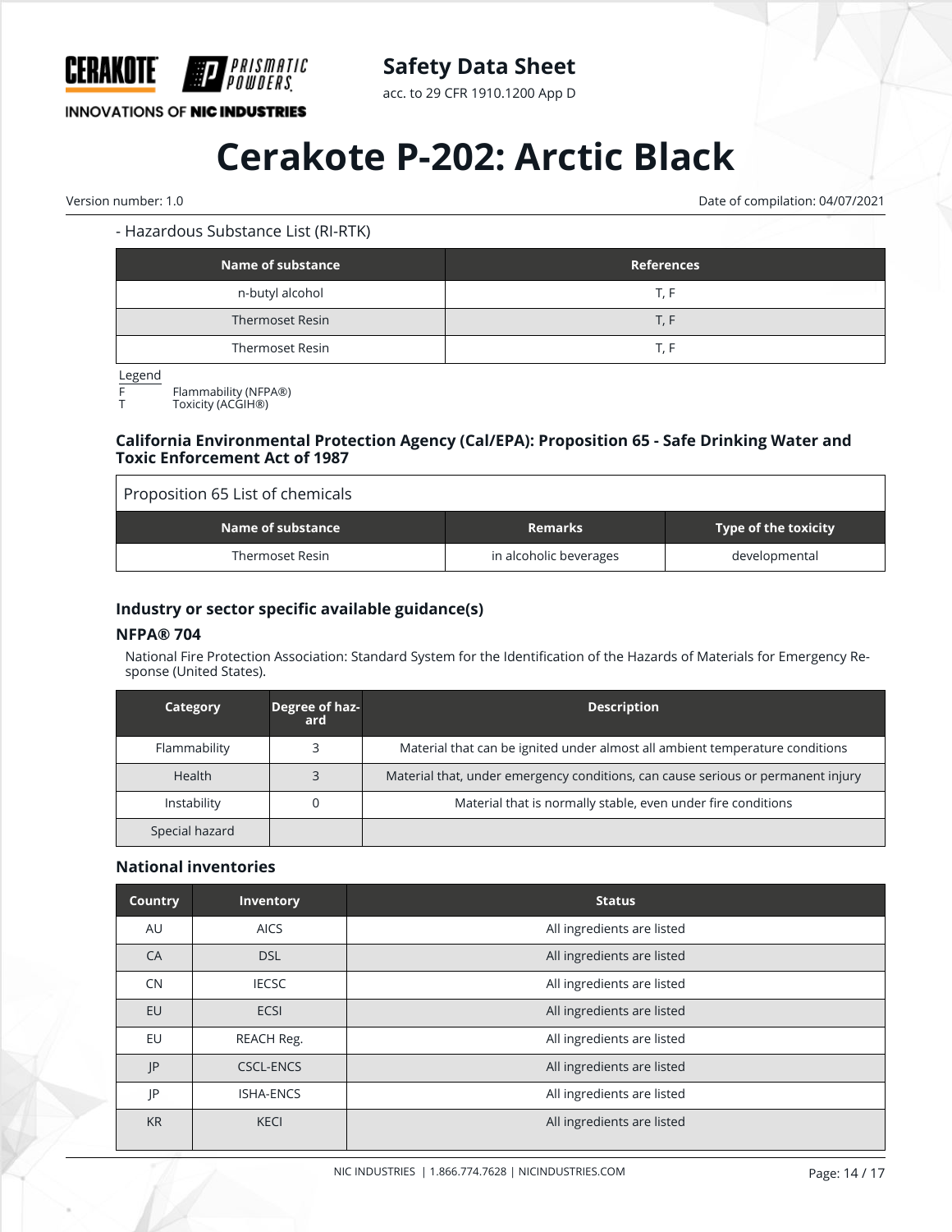- Hazardous Substance List (RI-RTK)

| Name of substance | References |
|---|---|
| n-butyl alcohol | T, F |
| Thermoset Resin | T, F |
| Thermoset Resin | T, F |

Legend
F Flammability (NFPA®)
T Toxicity (ACGIH®)

### California Environmental Protection Agency (Cal/EPA): Proposition 65 - Safe Drinking Water and Toxic Enforcement Act of 1987

Proposition 65 List of chemicals

| Name of substance | Remarks | Type of the toxicity |
|---|---|---|
| Thermoset Resin | in alcoholic beverages | developmental |

### Industry or sector specific available guidance(s)

#### NFPA® 704

National Fire Protection Association: Standard System for the Identification of the Hazards of Materials for Emergency Response (United States).

| Category | Degree of hazard | Description |
|---|---|---|
| Flammability | 3 | Material that can be ignited under almost all ambient temperature conditions |
| Health | 3 | Material that, under emergency conditions, can cause serious or permanent injury |
| Instability | 0 | Material that is normally stable, even under fire conditions |
| Special hazard | | |

### National inventories

| Country | Inventory | Status |
|---|---|---|
| AU | AICS | All ingredients are listed |
| CA | DSL | All ingredients are listed |
| CN | IECSC | All ingredients are listed |
| EU | ECSI | All ingredients are listed |
| EU | REACH Reg. | All ingredients are listed |
| JP | CSCL-ENCS | All ingredients are listed |
| JP | ISHA-ENCS | All ingredients are listed |
| KR | KECI | All ingredients are listed |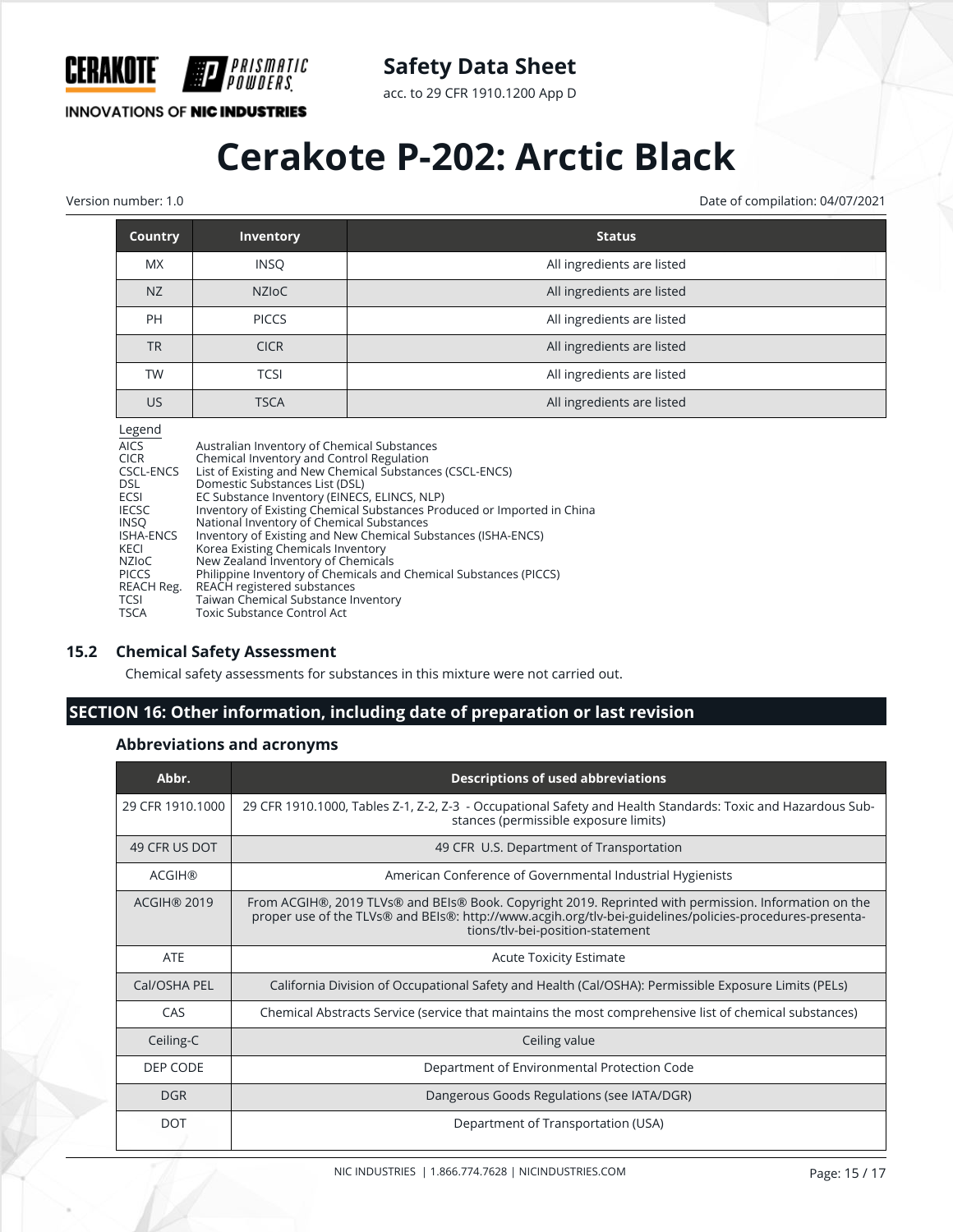| Country | Inventory | Status |
| --- | --- | --- |
| MX | INSQ | All ingredients are listed |
| NZ | NZIoC | All ingredients are listed |
| PH | PICCS | All ingredients are listed |
| TR | CICR | All ingredients are listed |
| TW | TCSI | All ingredients are listed |
| US | TSCA | All ingredients are listed |

Legend

| | |
| --- | --- |
| AICS | Australian Inventory of Chemical Substances |
| CICR | Chemical Inventory and Control Regulation |
| CSCL-ENCS | List of Existing and New Chemical Substances (CSCL-ENCS) |
| DSL | Domestic Substances List (DSL) |
| ECSI | EC Substance Inventory (EINECS, ELINCS, NLP) |
| IECSC | Inventory of Existing Chemical Substances Produced or Imported in China |
| INSQ | National Inventory of Chemical Substances |
| ISHA-ENCS | Inventory of Existing and New Chemical Substances (ISHA-ENCS) |
| KECI | Korea Existing Chemicals Inventory |
| NZIoC | New Zealand Inventory of Chemicals |
| PICCS | Philippine Inventory of Chemicals and Chemical Substances (PICCS) |
| REACH Reg. | REACH registered substances |
| TCSI | Taiwan Chemical Substance Inventory |
| TSCA | Toxic Substance Control Act |

### 15.2 Chemical Safety Assessment

Chemical safety assessments for substances in this mixture were not carried out.

## SECTION 16: Other information, including date of preparation or last revision

### Abbreviations and acronyms

| Abbr. | Descriptions of used abbreviations |
| --- | --- |
| 29 CFR 1910.1000 | 29 CFR 1910.1000, Tables Z-1, Z-2, Z-3 - Occupational Safety and Health Standards: Toxic and Hazardous Substances (permissible exposure limits) |
| 49 CFR US DOT | 49 CFR U.S. Department of Transportation |
| ACGIH® | American Conference of Governmental Industrial Hygienists |
| ACGIH® 2019 | From ACGIH®, 2019 TLVs® and BEIs® Book. Copyright 2019. Reprinted with permission. Information on the proper use of the TLVs® and BEIs®: http://www.acgih.org/tlv-bei-guidelines/policies-procedures-presentations/tlv-bei-position-statement |
| ATE | Acute Toxicity Estimate |
| Cal/OSHA PEL | California Division of Occupational Safety and Health (Cal/OSHA): Permissible Exposure Limits (PELs) |
| CAS | Chemical Abstracts Service (service that maintains the most comprehensive list of chemical substances) |
| Ceiling-C | Ceiling value |
| DEP CODE | Department of Environmental Protection Code |
| DGR | Dangerous Goods Regulations (see IATA/DGR) |
| DOT | Department of Transportation (USA) |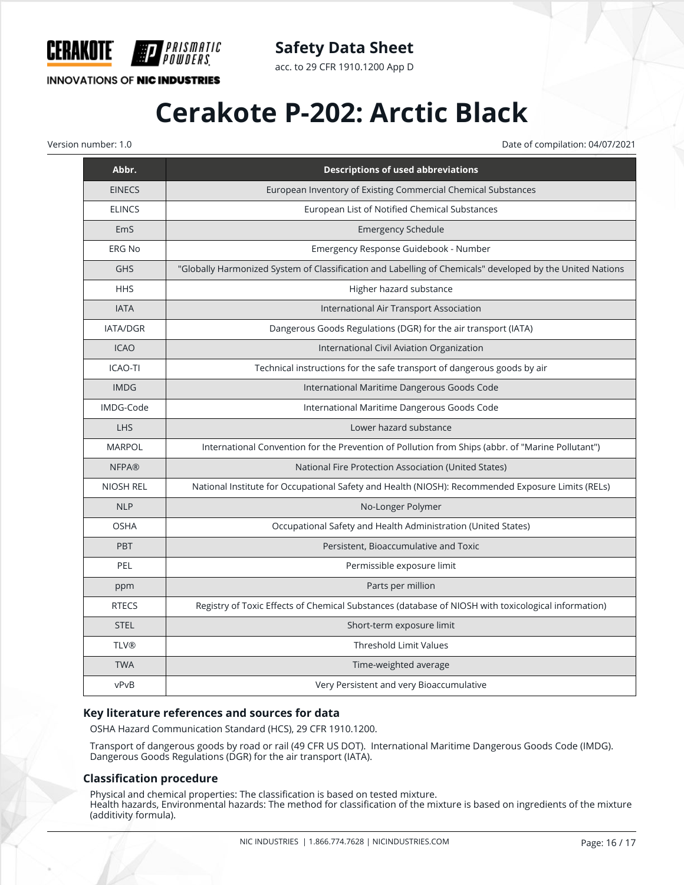| Abbr. | Descriptions of used abbreviations |
|---|---|
| EINECS | European Inventory of Existing Commercial Chemical Substances |
| ELINCS | European List of Notified Chemical Substances |
| EmS | Emergency Schedule |
| ERG No | Emergency Response Guidebook - Number |
| GHS | "Globally Harmonized System of Classification and Labelling of Chemicals" developed by the United Nations |
| HHS | Higher hazard substance |
| IATA | International Air Transport Association |
| IATA/DGR | Dangerous Goods Regulations (DGR) for the air transport (IATA) |
| ICAO | International Civil Aviation Organization |
| ICAO-TI | Technical instructions for the safe transport of dangerous goods by air |
| IMDG | International Maritime Dangerous Goods Code |
| IMDG-Code | International Maritime Dangerous Goods Code |
| LHS | Lower hazard substance |
| MARPOL | International Convention for the Prevention of Pollution from Ships (abbr. of "Marine Pollutant") |
| NFPA® | National Fire Protection Association (United States) |
| NIOSH REL | National Institute for Occupational Safety and Health (NIOSH): Recommended Exposure Limits (RELs) |
| NLP | No-Longer Polymer |
| OSHA | Occupational Safety and Health Administration (United States) |
| PBT | Persistent, Bioaccumulative and Toxic |
| PEL | Permissible exposure limit |
| ppm | Parts per million |
| RTECS | Registry of Toxic Effects of Chemical Substances (database of NIOSH with toxicological information) |
| STEL | Short-term exposure limit |
| TLV® | Threshold Limit Values |
| TWA | Time-weighted average |
| vPvB | Very Persistent and very Bioaccumulative |

### Key literature references and sources for data

OSHA Hazard Communication Standard (HCS), 29 CFR 1910.1200.

Transport of dangerous goods by road or rail (49 CFR US DOT). International Maritime Dangerous Goods Code (IMDG). Dangerous Goods Regulations (DGR) for the air transport (IATA).

### Classification procedure

Physical and chemical properties: The classification is based on tested mixture.
Health hazards, Environmental hazards: The method for classification of the mixture is based on ingredients of the mixture (additivity formula).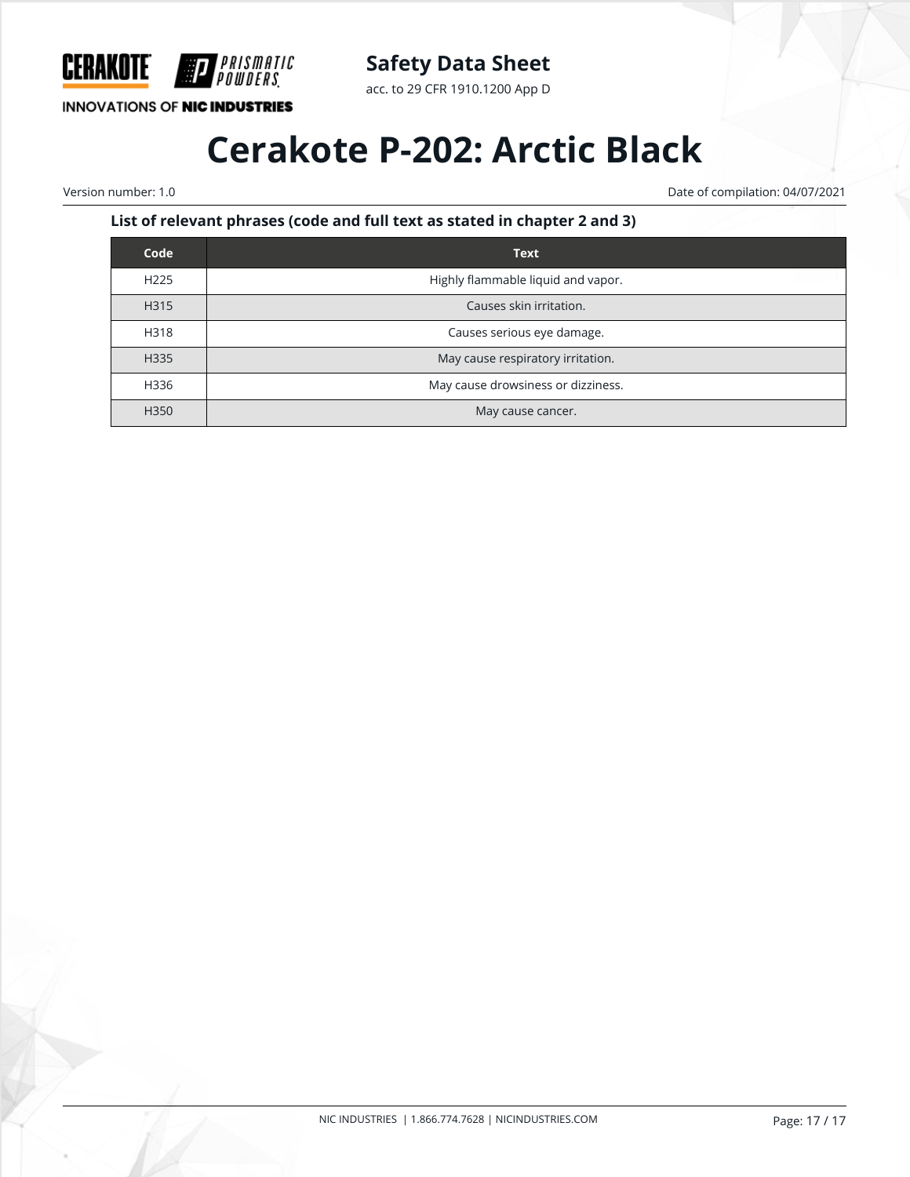**List of relevant phrases (code and full text as stated in chapter 2 and 3)**

| Code | Text |
| --- | --- |
| H225 | Highly flammable liquid and vapor. |
| H315 | Causes skin irritation. |
| H318 | Causes serious eye damage. |
| H335 | May cause respiratory irritation. |
| H336 | May cause drowsiness or dizziness. |
| H350 | May cause cancer. |